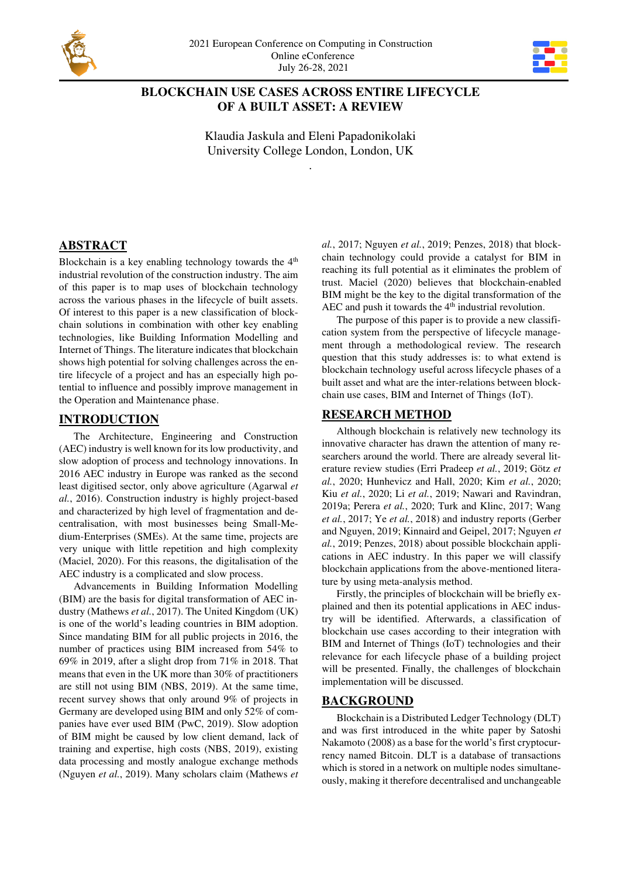# BLOCKCHAIN USE CASES ACROSS ENTIRE LIFECYCLE OF A BUILT ASSET: A REVIEW

Klaudia Jaskula and Eleni Papadonikolaki
University College London, London, UK

## ABSTRACT

Blockchain is a key enabling technology towards the 4th industrial revolution of the construction industry. The aim of this paper is to map uses of blockchain technology across the various phases in the lifecycle of built assets. Of interest to this paper is a new classification of blockchain solutions in combination with other key enabling technologies, like Building Information Modelling and Internet of Things. The literature indicates that blockchain shows high potential for solving challenges across the entire lifecycle of a project and has an especially high potential to influence and possibly improve management in the Operation and Maintenance phase.

## INTRODUCTION

The Architecture, Engineering and Construction (AEC) industry is well known for its low productivity, and slow adoption of process and technology innovations. In 2016 AEC industry in Europe was ranked as the second least digitised sector, only above agriculture (Agarwal *et al.*, 2016). Construction industry is highly project-based and characterized by high level of fragmentation and decentralisation, with most businesses being Small-Medium-Enterprises (SMEs). At the same time, projects are very unique with little repetition and high complexity (Maciel, 2020). For this reasons, the digitalisation of the AEC industry is a complicated and slow process.

Advancements in Building Information Modelling (BIM) are the basis for digital transformation of AEC industry (Mathews *et al.*, 2017). The United Kingdom (UK) is one of the world's leading countries in BIM adoption. Since mandating BIM for all public projects in 2016, the number of practices using BIM increased from 54% to 69% in 2019, after a slight drop from 71% in 2018. That means that even in the UK more than 30% of practitioners are still not using BIM (NBS, 2019). At the same time, recent survey shows that only around 9% of projects in Germany are developed using BIM and only 52% of companies have ever used BIM (PwC, 2019). Slow adoption of BIM might be caused by low client demand, lack of training and expertise, high costs (NBS, 2019), existing data processing and mostly analogue exchange methods (Nguyen *et al.*, 2019). Many scholars claim (Mathews *et al.*, 2017; Nguyen *et al.*, 2019; Penzes, 2018) that blockchain technology could provide a catalyst for BIM in reaching its full potential as it eliminates the problem of trust. Maciel (2020) believes that blockchain-enabled BIM might be the key to the digital transformation of the AEC and push it towards the 4th industrial revolution.

The purpose of this paper is to provide a new classification system from the perspective of lifecycle management through a methodological review. The research question that this study addresses is: to what extend is blockchain technology useful across lifecycle phases of a built asset and what are the inter-relations between blockchain use cases, BIM and Internet of Things (IoT).

## RESEARCH METHOD

Although blockchain is relatively new technology its innovative character has drawn the attention of many researchers around the world. There are already several literature review studies (Erri Pradeep *et al.*, 2019; Götz *et al.*, 2020; Hunhevicz and Hall, 2020; Kim *et al.*, 2020; Kiu *et al.*, 2020; Li *et al.*, 2019; Nawari and Ravindran, 2019a; Perera *et al.*, 2020; Turk and Klinc, 2017; Wang *et al.*, 2017; Ye *et al.*, 2018) and industry reports (Gerber and Nguyen, 2019; Kinnaird and Geipel, 2017; Nguyen *et al.*, 2019; Penzes, 2018) about possible blockchain applications in AEC industry. In this paper we will classify blockchain applications from the above-mentioned literature by using meta-analysis method.

Firstly, the principles of blockchain will be briefly explained and then its potential applications in AEC industry will be identified. Afterwards, a classification of blockchain use cases according to their integration with BIM and Internet of Things (IoT) technologies and their relevance for each lifecycle phase of a building project will be presented. Finally, the challenges of blockchain implementation will be discussed.

## BACKGROUND

Blockchain is a Distributed Ledger Technology (DLT) and was first introduced in the white paper by Satoshi Nakamoto (2008) as a base for the world's first cryptocurrency named Bitcoin. DLT is a database of transactions which is stored in a network on multiple nodes simultaneously, making it therefore decentralised and unchangeable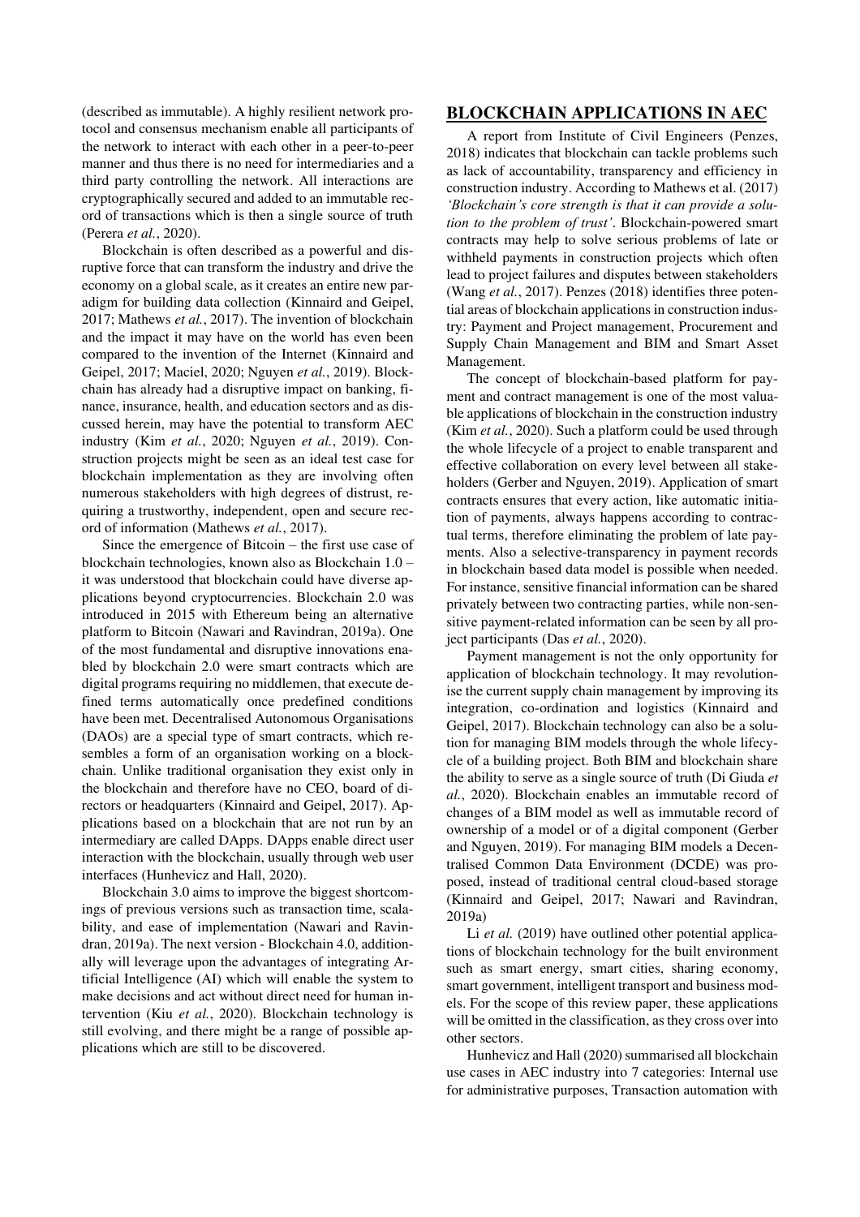(described as immutable). A highly resilient network protocol and consensus mechanism enable all participants of the network to interact with each other in a peer-to-peer manner and thus there is no need for intermediaries and a third party controlling the network. All interactions are cryptographically secured and added to an immutable record of transactions which is then a single source of truth (Perera *et al.*, 2020).

Blockchain is often described as a powerful and disruptive force that can transform the industry and drive the economy on a global scale, as it creates an entire new paradigm for building data collection (Kinnaird and Geipel, 2017; Mathews *et al.*, 2017). The invention of blockchain and the impact it may have on the world has even been compared to the invention of the Internet (Kinnaird and Geipel, 2017; Maciel, 2020; Nguyen *et al.*, 2019). Blockchain has already had a disruptive impact on banking, finance, insurance, health, and education sectors and as discussed herein, may have the potential to transform AEC industry (Kim *et al.*, 2020; Nguyen *et al.*, 2019). Construction projects might be seen as an ideal test case for blockchain implementation as they are involving often numerous stakeholders with high degrees of distrust, requiring a trustworthy, independent, open and secure record of information (Mathews *et al.*, 2017).

Since the emergence of Bitcoin – the first use case of blockchain technologies, known also as Blockchain 1.0 – it was understood that blockchain could have diverse applications beyond cryptocurrencies. Blockchain 2.0 was introduced in 2015 with Ethereum being an alternative platform to Bitcoin (Nawari and Ravindran, 2019a). One of the most fundamental and disruptive innovations enabled by blockchain 2.0 were smart contracts which are digital programs requiring no middlemen, that execute defined terms automatically once predefined conditions have been met. Decentralised Autonomous Organisations (DAOs) are a special type of smart contracts, which resembles a form of an organisation working on a blockchain. Unlike traditional organisation they exist only in the blockchain and therefore have no CEO, board of directors or headquarters (Kinnaird and Geipel, 2017). Applications based on a blockchain that are not run by an intermediary are called DApps. DApps enable direct user interaction with the blockchain, usually through web user interfaces (Hunhevicz and Hall, 2020).

Blockchain 3.0 aims to improve the biggest shortcomings of previous versions such as transaction time, scalability, and ease of implementation (Nawari and Ravindran, 2019a). The next version - Blockchain 4.0, additionally will leverage upon the advantages of integrating Artificial Intelligence (AI) which will enable the system to make decisions and act without direct need for human intervention (Kiu *et al.*, 2020). Blockchain technology is still evolving, and there might be a range of possible applications which are still to be discovered.

## BLOCKCHAIN APPLICATIONS IN AEC

A report from Institute of Civil Engineers (Penzes, 2018) indicates that blockchain can tackle problems such as lack of accountability, transparency and efficiency in construction industry. According to Mathews et al. (2017) *'Blockchain's core strength is that it can provide a solution to the problem of trust'*. Blockchain-powered smart contracts may help to solve serious problems of late or withheld payments in construction projects which often lead to project failures and disputes between stakeholders (Wang *et al.*, 2017). Penzes (2018) identifies three potential areas of blockchain applications in construction industry: Payment and Project management, Procurement and Supply Chain Management and BIM and Smart Asset Management.

The concept of blockchain-based platform for payment and contract management is one of the most valuable applications of blockchain in the construction industry (Kim *et al.*, 2020). Such a platform could be used through the whole lifecycle of a project to enable transparent and effective collaboration on every level between all stakeholders (Gerber and Nguyen, 2019). Application of smart contracts ensures that every action, like automatic initiation of payments, always happens according to contractual terms, therefore eliminating the problem of late payments. Also a selective-transparency in payment records in blockchain based data model is possible when needed. For instance, sensitive financial information can be shared privately between two contracting parties, while non-sensitive payment-related information can be seen by all project participants (Das *et al.*, 2020).

Payment management is not the only opportunity for application of blockchain technology. It may revolutionise the current supply chain management by improving its integration, co-ordination and logistics (Kinnaird and Geipel, 2017). Blockchain technology can also be a solution for managing BIM models through the whole lifecycle of a building project. Both BIM and blockchain share the ability to serve as a single source of truth (Di Giuda *et al.*, 2020). Blockchain enables an immutable record of changes of a BIM model as well as immutable record of ownership of a model or of a digital component (Gerber and Nguyen, 2019). For managing BIM models a Decentralised Common Data Environment (DCDE) was proposed, instead of traditional central cloud-based storage (Kinnaird and Geipel, 2017; Nawari and Ravindran, 2019a)

Li *et al.* (2019) have outlined other potential applications of blockchain technology for the built environment such as smart energy, smart cities, sharing economy, smart government, intelligent transport and business models. For the scope of this review paper, these applications will be omitted in the classification, as they cross over into other sectors.

Hunhevicz and Hall (2020) summarised all blockchain use cases in AEC industry into 7 categories: Internal use for administrative purposes, Transaction automation with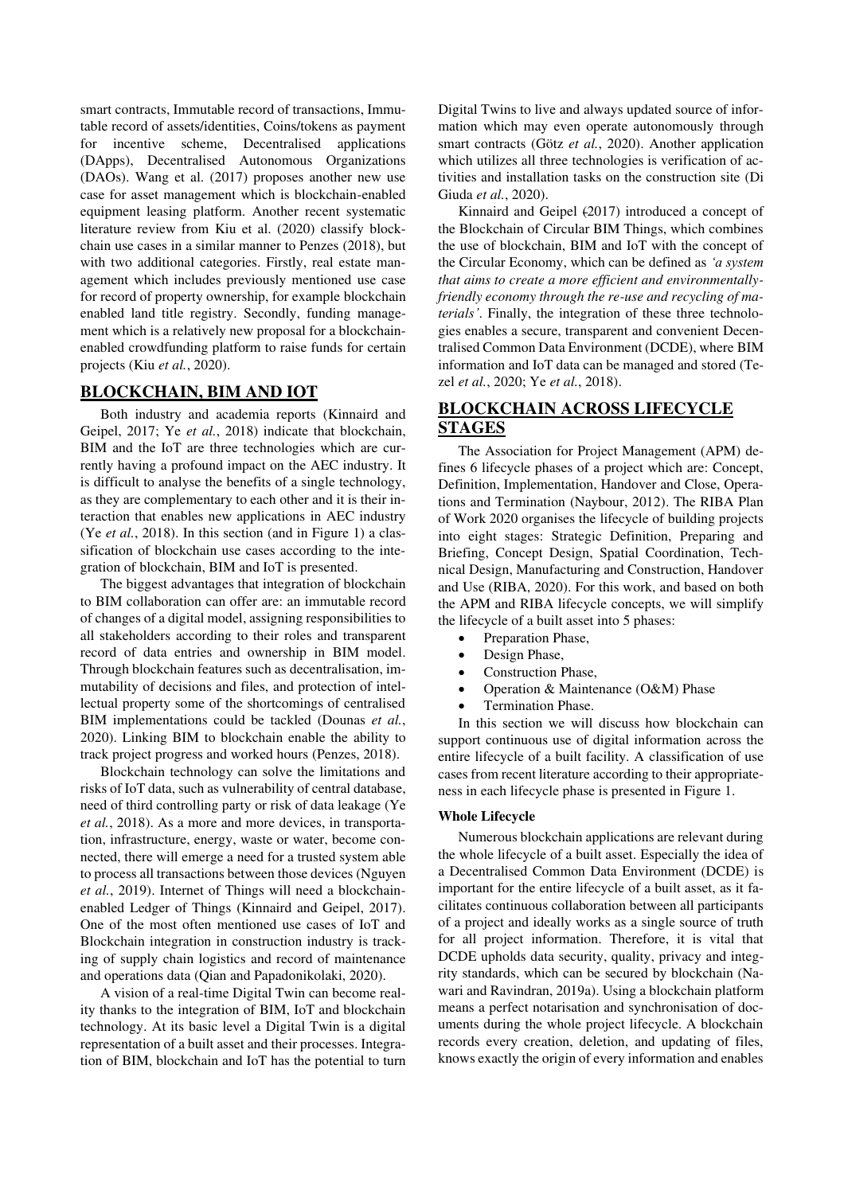smart contracts, Immutable record of transactions, Immutable record of assets/identities, Coins/tokens as payment for incentive scheme, Decentralised applications (DApps), Decentralised Autonomous Organizations (DAOs). Wang et al. (2017) proposes another new use case for asset management which is blockchain-enabled equipment leasing platform. Another recent systematic literature review from Kiu et al. (2020) classify blockchain use cases in a similar manner to Penzes (2018), but with two additional categories. Firstly, real estate management which includes previously mentioned use case for record of property ownership, for example blockchain enabled land title registry. Secondly, funding management which is a relatively new proposal for a blockchain-enabled crowdfunding platform to raise funds for certain projects (Kiu *et al.*, 2020).

## BLOCKCHAIN, BIM AND IOT

Both industry and academia reports (Kinnaird and Geipel, 2017; Ye *et al.*, 2018) indicate that blockchain, BIM and the IoT are three technologies which are currently having a profound impact on the AEC industry. It is difficult to analyse the benefits of a single technology, as they are complementary to each other and it is their interaction that enables new applications in AEC industry (Ye *et al.*, 2018). In this section (and in Figure 1) a classification of blockchain use cases according to the integration of blockchain, BIM and IoT is presented.

The biggest advantages that integration of blockchain to BIM collaboration can offer are: an immutable record of changes of a digital model, assigning responsibilities to all stakeholders according to their roles and transparent record of data entries and ownership in BIM model. Through blockchain features such as decentralisation, immutability of decisions and files, and protection of intellectual property some of the shortcomings of centralised BIM implementations could be tackled (Dounas *et al.*, 2020). Linking BIM to blockchain enable the ability to track project progress and worked hours (Penzes, 2018).

Blockchain technology can solve the limitations and risks of IoT data, such as vulnerability of central database, need of third controlling party or risk of data leakage (Ye *et al.*, 2018). As a more and more devices, in transportation, infrastructure, energy, waste or water, become connected, there will emerge a need for a trusted system able to process all transactions between those devices (Nguyen *et al.*, 2019). Internet of Things will need a blockchain-enabled Ledger of Things (Kinnaird and Geipel, 2017). One of the most often mentioned use cases of IoT and Blockchain integration in construction industry is tracking of supply chain logistics and record of maintenance and operations data (Qian and Papadonikolaki, 2020).

A vision of a real-time Digital Twin can become reality thanks to the integration of BIM, IoT and blockchain technology. At its basic level a Digital Twin is a digital representation of a built asset and their processes. Integration of BIM, blockchain and IoT has the potential to turn Digital Twins to live and always updated source of information which may even operate autonomously through smart contracts (Götz *et al.*, 2020). Another application which utilizes all three technologies is verification of activities and installation tasks on the construction site (Di Giuda *et al.*, 2020).

Kinnaird and Geipel (2017) introduced a concept of the Blockchain of Circular BIM Things, which combines the use of blockchain, BIM and IoT with the concept of the Circular Economy, which can be defined as *'a system that aims to create a more efficient and environmentally-friendly economy through the re-use and recycling of materials'*. Finally, the integration of these three technologies enables a secure, transparent and convenient Decentralised Common Data Environment (DCDE), where BIM information and IoT data can be managed and stored (Tezel *et al.*, 2020; Ye *et al.*, 2018).

## BLOCKCHAIN ACROSS LIFECYCLE STAGES

The Association for Project Management (APM) defines 6 lifecycle phases of a project which are: Concept, Definition, Implementation, Handover and Close, Operations and Termination (Naybour, 2012). The RIBA Plan of Work 2020 organises the lifecycle of building projects into eight stages: Strategic Definition, Preparing and Briefing, Concept Design, Spatial Coordination, Technical Design, Manufacturing and Construction, Handover and Use (RIBA, 2020). For this work, and based on both the APM and RIBA lifecycle concepts, we will simplify the lifecycle of a built asset into 5 phases:

- Preparation Phase,
- Design Phase,
- Construction Phase,
- Operation & Maintenance (O&M) Phase
- Termination Phase.

In this section we will discuss how blockchain can support continuous use of digital information across the entire lifecycle of a built facility. A classification of use cases from recent literature according to their appropriateness in each lifecycle phase is presented in Figure 1.

### Whole Lifecycle

Numerous blockchain applications are relevant during the whole lifecycle of a built asset. Especially the idea of a Decentralised Common Data Environment (DCDE) is important for the entire lifecycle of a built asset, as it facilitates continuous collaboration between all participants of a project and ideally works as a single source of truth for all project information. Therefore, it is vital that DCDE upholds data security, quality, privacy and integrity standards, which can be secured by blockchain (Nawari and Ravindran, 2019a). Using a blockchain platform means a perfect notarisation and synchronisation of documents during the whole project lifecycle. A blockchain records every creation, deletion, and updating of files, knows exactly the origin of every information and enables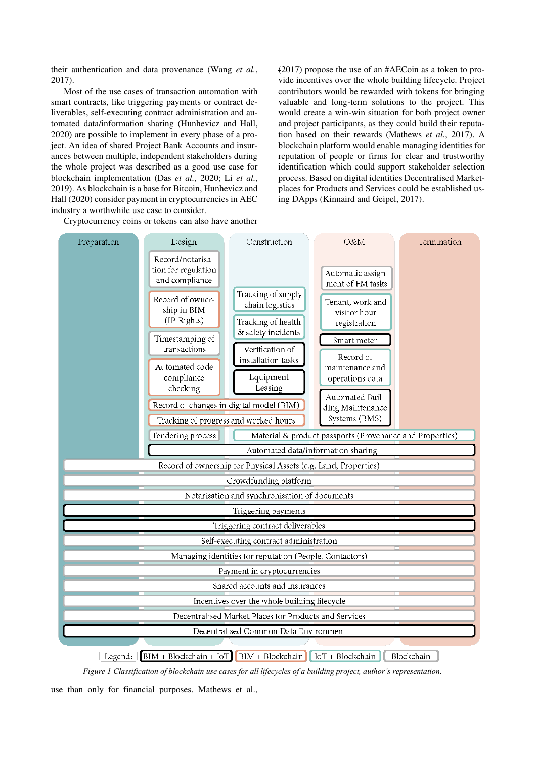their authentication and data provenance (Wang *et al.*, 2017).

Most of the use cases of transaction automation with smart contracts, like triggering payments or contract deliverables, self-executing contract administration and automated data/information sharing (Hunhevicz and Hall, 2020) are possible to implement in every phase of a project. An idea of shared Project Bank Accounts and insurances between multiple, independent stakeholders during the whole project was described as a good use case for blockchain implementation (Das *et al.*, 2020; Li *et al.*, 2019). As blockchain is a base for Bitcoin, Hunhevicz and Hall (2020) consider payment in cryptocurrencies in AEC industry a worthwhile use case to consider.

Cryptocurrency coins or tokens can also have another use than only for financial purposes. Mathews et al., (2017) propose the use of an #AECoin as a token to provide incentives over the whole building lifecycle. Project contributors would be rewarded with tokens for bringing valuable and long-term solutions to the project. This would create a win-win situation for both project owner and project participants, as they could build their reputation based on their rewards (Mathews *et al.*, 2017). A blockchain platform would enable managing identities for reputation of people or firms for clear and trustworthy identification which could support stakeholder selection process. Based on digital identities Decentralised Marketplaces for Products and Services could be established using DApps (Kinnaird and Geipel, 2017).

Preparation | Design | Construction | O&M | Termination

**Design:**
- Record/notarisation for regulation and compliance
- Record of ownership in BIM (IP-Rights)
- Timestamping of transactions
- Automated code compliance checking
- Tendering process

**Construction:**
- Tracking of supply chain logistics
- Tracking of health & safety incidents
- Verification of installation tasks
- Equipment Leasing

**Design – Construction:**
- Record of changes in digital model (BIM)
- Tracking of progress and worked hours

**O&M:**
- Automatic assignment of FM tasks
- Tenant, work and visitor hour registration
- Smart meter
- Record of maintenance and operations data
- Automated Building Maintenance Systems (BMS)

**Construction – Termination:**
- Material & product passports (Provenance and Properties)

**Design – Termination:**
- Automated data/information sharing

**All phases:**
- Record of ownership for Physical Assets (e.g. Land, Properties)
- Crowdfunding platform
- Notarisation and synchronisation of documents
- Triggering payments
- Triggering contract deliverables
- Self-executing contract administration
- Managing identities for reputation (People, Contactors)
- Payment in cryptocurrencies
- Shared accounts and insurances
- Incentives over the whole building lifecycle
- Decentralised Market Places for Products and Services
- Decentralised Common Data Environment

Legend: BIM + Blockchain + IoT | BIM + Blockchain | IoT + Blockchain | Blockchain

*Figure 1 Classification of blockchain use cases for all lifecycles of a building project, author's representation.*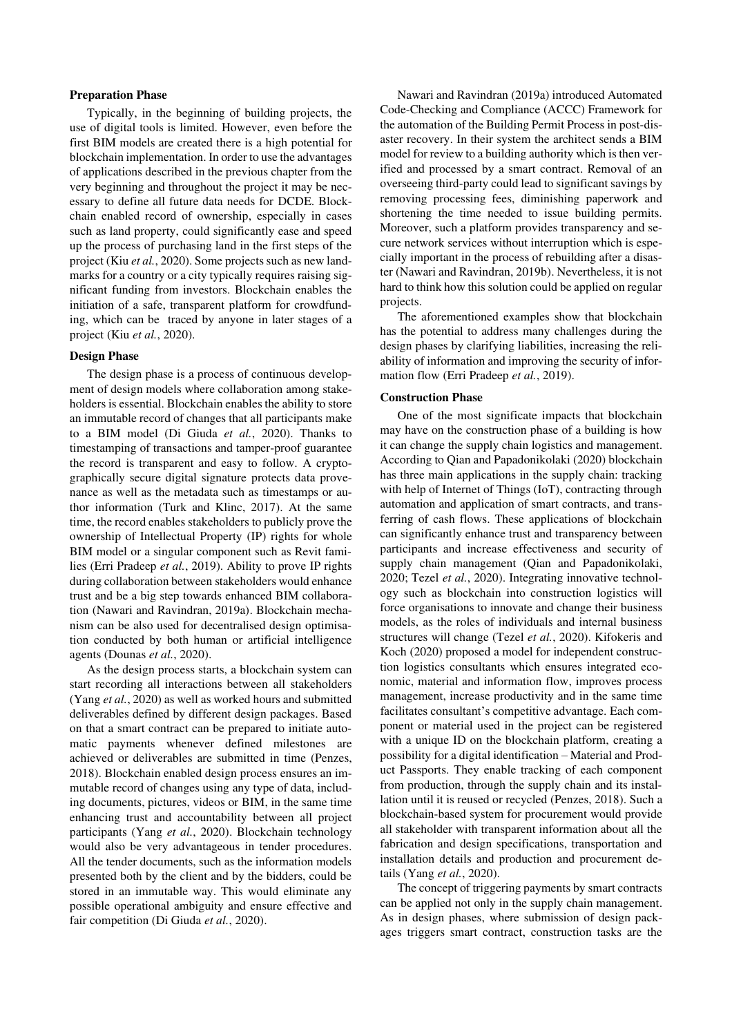### Preparation Phase

Typically, in the beginning of building projects, the use of digital tools is limited. However, even before the first BIM models are created there is a high potential for blockchain implementation. In order to use the advantages of applications described in the previous chapter from the very beginning and throughout the project it may be necessary to define all future data needs for DCDE. Blockchain enabled record of ownership, especially in cases such as land property, could significantly ease and speed up the process of purchasing land in the first steps of the project (Kiu *et al.*, 2020). Some projects such as new landmarks for a country or a city typically requires raising significant funding from investors. Blockchain enables the initiation of a safe, transparent platform for crowdfunding, which can be traced by anyone in later stages of a project (Kiu *et al.*, 2020).

### Design Phase

The design phase is a process of continuous development of design models where collaboration among stakeholders is essential. Blockchain enables the ability to store an immutable record of changes that all participants make to a BIM model (Di Giuda *et al.*, 2020). Thanks to timestamping of transactions and tamper-proof guarantee the record is transparent and easy to follow. A cryptographically secure digital signature protects data provenance as well as the metadata such as timestamps or author information (Turk and Klinc, 2017). At the same time, the record enables stakeholders to publicly prove the ownership of Intellectual Property (IP) rights for whole BIM model or a singular component such as Revit families (Erri Pradeep *et al.*, 2019). Ability to prove IP rights during collaboration between stakeholders would enhance trust and be a big step towards enhanced BIM collaboration (Nawari and Ravindran, 2019a). Blockchain mechanism can be also used for decentralised design optimisation conducted by both human or artificial intelligence agents (Dounas *et al.*, 2020).

As the design process starts, a blockchain system can start recording all interactions between all stakeholders (Yang *et al.*, 2020) as well as worked hours and submitted deliverables defined by different design packages. Based on that a smart contract can be prepared to initiate automatic payments whenever defined milestones are achieved or deliverables are submitted in time (Penzes, 2018). Blockchain enabled design process ensures an immutable record of changes using any type of data, including documents, pictures, videos or BIM, in the same time enhancing trust and accountability between all project participants (Yang *et al.*, 2020). Blockchain technology would also be very advantageous in tender procedures. All the tender documents, such as the information models presented both by the client and by the bidders, could be stored in an immutable way. This would eliminate any possible operational ambiguity and ensure effective and fair competition (Di Giuda *et al.*, 2020).

Nawari and Ravindran (2019a) introduced Automated Code-Checking and Compliance (ACCC) Framework for the automation of the Building Permit Process in post-disaster recovery. In their system the architect sends a BIM model for review to a building authority which is then verified and processed by a smart contract. Removal of an overseeing third-party could lead to significant savings by removing processing fees, diminishing paperwork and shortening the time needed to issue building permits. Moreover, such a platform provides transparency and secure network services without interruption which is especially important in the process of rebuilding after a disaster (Nawari and Ravindran, 2019b). Nevertheless, it is not hard to think how this solution could be applied on regular projects.

The aforementioned examples show that blockchain has the potential to address many challenges during the design phases by clarifying liabilities, increasing the reliability of information and improving the security of information flow (Erri Pradeep *et al.*, 2019).

### Construction Phase

One of the most significate impacts that blockchain may have on the construction phase of a building is how it can change the supply chain logistics and management. According to Qian and Papadonikolaki (2020) blockchain has three main applications in the supply chain: tracking with help of Internet of Things (IoT), contracting through automation and application of smart contracts, and transferring of cash flows. These applications of blockchain can significantly enhance trust and transparency between participants and increase effectiveness and security of supply chain management (Qian and Papadonikolaki, 2020; Tezel *et al.*, 2020). Integrating innovative technology such as blockchain into construction logistics will force organisations to innovate and change their business models, as the roles of individuals and internal business structures will change (Tezel *et al.*, 2020). Kifokeris and Koch (2020) proposed a model for independent construction logistics consultants which ensures integrated economic, material and information flow, improves process management, increase productivity and in the same time facilitates consultant's competitive advantage. Each component or material used in the project can be registered with a unique ID on the blockchain platform, creating a possibility for a digital identification – Material and Product Passports. They enable tracking of each component from production, through the supply chain and its installation until it is reused or recycled (Penzes, 2018). Such a blockchain-based system for procurement would provide all stakeholder with transparent information about all the fabrication and design specifications, transportation and installation details and production and procurement details (Yang *et al.*, 2020).

The concept of triggering payments by smart contracts can be applied not only in the supply chain management. As in design phases, where submission of design packages triggers smart contract, construction tasks are the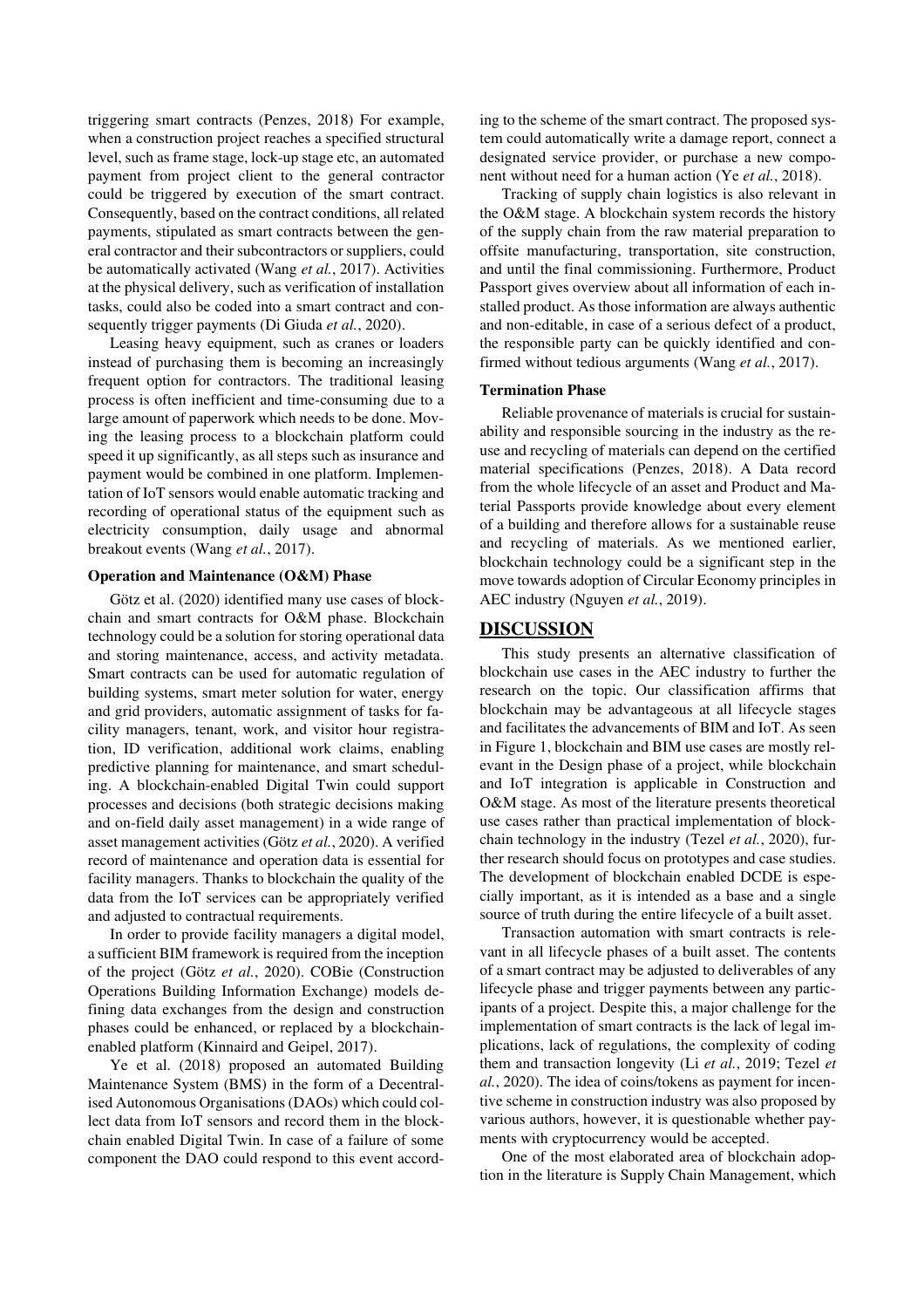triggering smart contracts (Penzes, 2018) For example, when a construction project reaches a specified structural level, such as frame stage, lock-up stage etc, an automated payment from project client to the general contractor could be triggered by execution of the smart contract. Consequently, based on the contract conditions, all related payments, stipulated as smart contracts between the general contractor and their subcontractors or suppliers, could be automatically activated (Wang *et al.*, 2017). Activities at the physical delivery, such as verification of installation tasks, could also be coded into a smart contract and consequently trigger payments (Di Giuda *et al.*, 2020).

Leasing heavy equipment, such as cranes or loaders instead of purchasing them is becoming an increasingly frequent option for contractors. The traditional leasing process is often inefficient and time-consuming due to a large amount of paperwork which needs to be done. Moving the leasing process to a blockchain platform could speed it up significantly, as all steps such as insurance and payment would be combined in one platform. Implementation of IoT sensors would enable automatic tracking and recording of operational status of the equipment such as electricity consumption, daily usage and abnormal breakout events (Wang *et al.*, 2017).

### Operation and Maintenance (O&M) Phase

Götz et al. (2020) identified many use cases of blockchain and smart contracts for O&M phase. Blockchain technology could be a solution for storing operational data and storing maintenance, access, and activity metadata. Smart contracts can be used for automatic regulation of building systems, smart meter solution for water, energy and grid providers, automatic assignment of tasks for facility managers, tenant, work, and visitor hour registration, ID verification, additional work claims, enabling predictive planning for maintenance, and smart scheduling. A blockchain-enabled Digital Twin could support processes and decisions (both strategic decisions making and on-field daily asset management) in a wide range of asset management activities (Götz *et al.*, 2020). A verified record of maintenance and operation data is essential for facility managers. Thanks to blockchain the quality of the data from the IoT services can be appropriately verified and adjusted to contractual requirements.

In order to provide facility managers a digital model, a sufficient BIM framework is required from the inception of the project (Götz *et al.*, 2020). COBie (Construction Operations Building Information Exchange) models defining data exchanges from the design and construction phases could be enhanced, or replaced by a blockchain-enabled platform (Kinnaird and Geipel, 2017).

Ye et al. (2018) proposed an automated Building Maintenance System (BMS) in the form of a Decentralised Autonomous Organisations (DAOs) which could collect data from IoT sensors and record them in the blockchain enabled Digital Twin. In case of a failure of some component the DAO could respond to this event according to the scheme of the smart contract. The proposed system could automatically write a damage report, connect a designated service provider, or purchase a new component without need for a human action (Ye *et al.*, 2018).

Tracking of supply chain logistics is also relevant in the O&M stage. A blockchain system records the history of the supply chain from the raw material preparation to offsite manufacturing, transportation, site construction, and until the final commissioning. Furthermore, Product Passport gives overview about all information of each installed product. As those information are always authentic and non-editable, in case of a serious defect of a product, the responsible party can be quickly identified and confirmed without tedious arguments (Wang *et al.*, 2017).

### Termination Phase

Reliable provenance of materials is crucial for sustainability and responsible sourcing in the industry as the reuse and recycling of materials can depend on the certified material specifications (Penzes, 2018). A Data record from the whole lifecycle of an asset and Product and Material Passports provide knowledge about every element of a building and therefore allows for a sustainable reuse and recycling of materials. As we mentioned earlier, blockchain technology could be a significant step in the move towards adoption of Circular Economy principles in AEC industry (Nguyen *et al.*, 2019).

## DISCUSSION

This study presents an alternative classification of blockchain use cases in the AEC industry to further the research on the topic. Our classification affirms that blockchain may be advantageous at all lifecycle stages and facilitates the advancements of BIM and IoT. As seen in Figure 1, blockchain and BIM use cases are mostly relevant in the Design phase of a project, while blockchain and IoT integration is applicable in Construction and O&M stage. As most of the literature presents theoretical use cases rather than practical implementation of blockchain technology in the industry (Tezel *et al.*, 2020), further research should focus on prototypes and case studies. The development of blockchain enabled DCDE is especially important, as it is intended as a base and a single source of truth during the entire lifecycle of a built asset.

Transaction automation with smart contracts is relevant in all lifecycle phases of a built asset. The contents of a smart contract may be adjusted to deliverables of any lifecycle phase and trigger payments between any participants of a project. Despite this, a major challenge for the implementation of smart contracts is the lack of legal implications, lack of regulations, the complexity of coding them and transaction longevity (Li *et al.*, 2019; Tezel *et al.*, 2020). The idea of coins/tokens as payment for incentive scheme in construction industry was also proposed by various authors, however, it is questionable whether payments with cryptocurrency would be accepted.

One of the most elaborated area of blockchain adoption in the literature is Supply Chain Management, which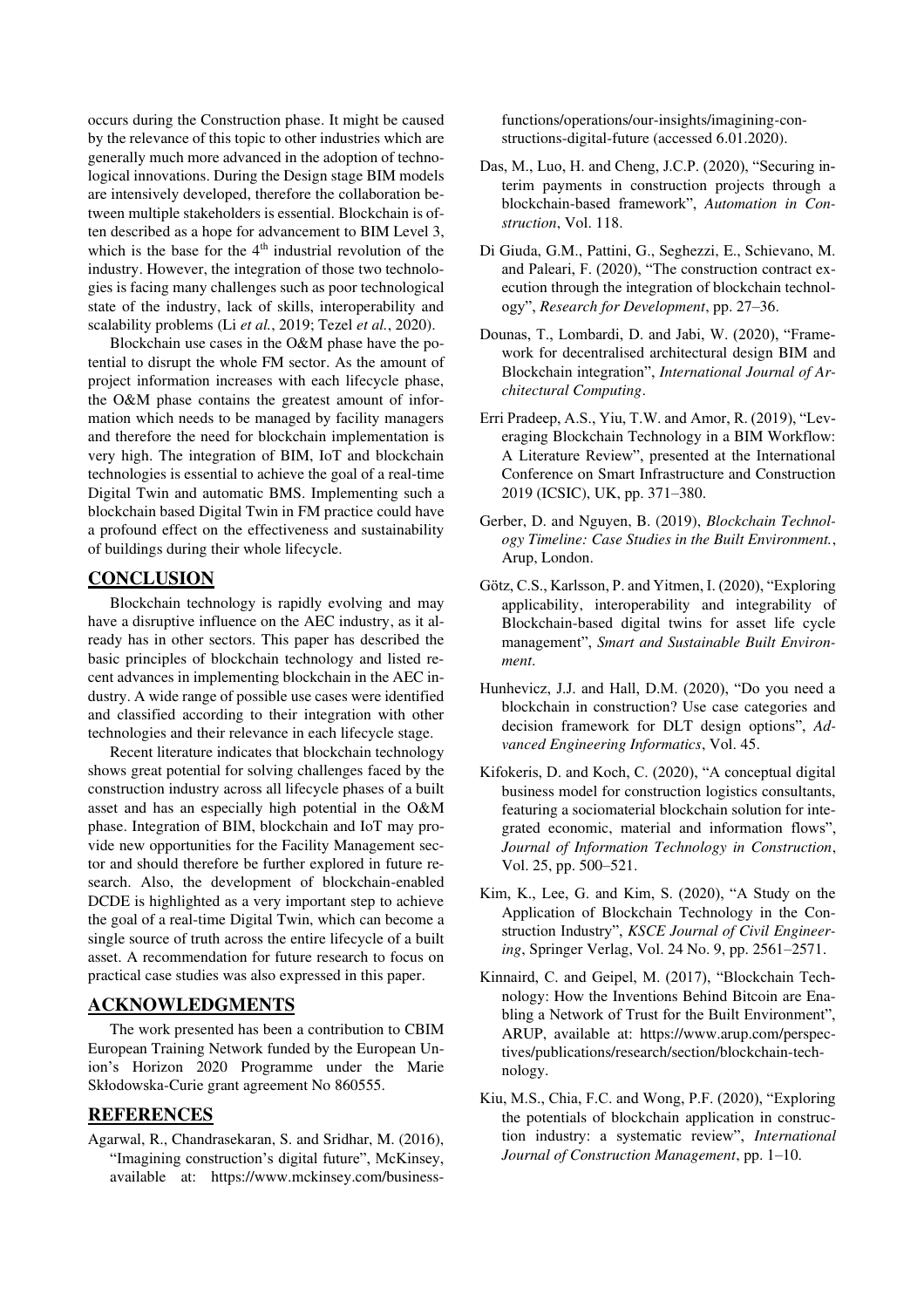occurs during the Construction phase. It might be caused by the relevance of this topic to other industries which are generally much more advanced in the adoption of technological innovations. During the Design stage BIM models are intensively developed, therefore the collaboration between multiple stakeholders is essential. Blockchain is often described as a hope for advancement to BIM Level 3, which is the base for the 4[th] industrial revolution of the industry. However, the integration of those two technologies is facing many challenges such as poor technological state of the industry, lack of skills, interoperability and scalability problems (Li *et al.*, 2019; Tezel *et al.*, 2020).

Blockchain use cases in the O&M phase have the potential to disrupt the whole FM sector. As the amount of project information increases with each lifecycle phase, the O&M phase contains the greatest amount of information which needs to be managed by facility managers and therefore the need for blockchain implementation is very high. The integration of BIM, IoT and blockchain technologies is essential to achieve the goal of a real-time Digital Twin and automatic BMS. Implementing such a blockchain based Digital Twin in FM practice could have a profound effect on the effectiveness and sustainability of buildings during their whole lifecycle.

## CONCLUSION

Blockchain technology is rapidly evolving and may have a disruptive influence on the AEC industry, as it already has in other sectors. This paper has described the basic principles of blockchain technology and listed recent advances in implementing blockchain in the AEC industry. A wide range of possible use cases were identified and classified according to their integration with other technologies and their relevance in each lifecycle stage.

Recent literature indicates that blockchain technology shows great potential for solving challenges faced by the construction industry across all lifecycle phases of a built asset and has an especially high potential in the O&M phase. Integration of BIM, blockchain and IoT may provide new opportunities for the Facility Management sector and should therefore be further explored in future research. Also, the development of blockchain-enabled DCDE is highlighted as a very important step to achieve the goal of a real-time Digital Twin, which can become a single source of truth across the entire lifecycle of a built asset. A recommendation for future research to focus on practical case studies was also expressed in this paper.

## ACKNOWLEDGMENTS

The work presented has been a contribution to CBIM European Training Network funded by the European Union's Horizon 2020 Programme under the Marie Skłodowska-Curie grant agreement No 860555.

## REFERENCES

Agarwal, R., Chandrasekaran, S. and Sridhar, M. (2016), "Imagining construction's digital future", McKinsey, available at: https://www.mckinsey.com/business-functions/operations/our-insights/imagining-constructions-digital-future (accessed 6.01.2020).

Das, M., Luo, H. and Cheng, J.C.P. (2020), "Securing interim payments in construction projects through a blockchain-based framework", *Automation in Construction*, Vol. 118.

Di Giuda, G.M., Pattini, G., Seghezzi, E., Schievano, M. and Paleari, F. (2020), "The construction contract execution through the integration of blockchain technology", *Research for Development*, pp. 27–36.

Dounas, T., Lombardi, D. and Jabi, W. (2020), "Framework for decentralised architectural design BIM and Blockchain integration", *International Journal of Architectural Computing*.

Erri Pradeep, A.S., Yiu, T.W. and Amor, R. (2019), "Leveraging Blockchain Technology in a BIM Workflow: A Literature Review", presented at the International Conference on Smart Infrastructure and Construction 2019 (ICSIC), UK, pp. 371–380.

Gerber, D. and Nguyen, B. (2019), *Blockchain Technology Timeline: Case Studies in the Built Environment.*, Arup, London.

Götz, C.S., Karlsson, P. and Yitmen, I. (2020), "Exploring applicability, interoperability and integrability of Blockchain-based digital twins for asset life cycle management", *Smart and Sustainable Built Environment*.

Hunhevicz, J.J. and Hall, D.M. (2020), "Do you need a blockchain in construction? Use case categories and decision framework for DLT design options", *Advanced Engineering Informatics*, Vol. 45.

Kifokeris, D. and Koch, C. (2020), "A conceptual digital business model for construction logistics consultants, featuring a sociomaterial blockchain solution for integrated economic, material and information flows", *Journal of Information Technology in Construction*, Vol. 25, pp. 500–521.

Kim, K., Lee, G. and Kim, S. (2020), "A Study on the Application of Blockchain Technology in the Construction Industry", *KSCE Journal of Civil Engineering*, Springer Verlag, Vol. 24 No. 9, pp. 2561–2571.

Kinnaird, C. and Geipel, M. (2017), "Blockchain Technology: How the Inventions Behind Bitcoin are Enabling a Network of Trust for the Built Environment", ARUP, available at: https://www.arup.com/perspectives/publications/research/section/blockchain-technology.

Kiu, M.S., Chia, F.C. and Wong, P.F. (2020), "Exploring the potentials of blockchain application in construction industry: a systematic review", *International Journal of Construction Management*, pp. 1–10.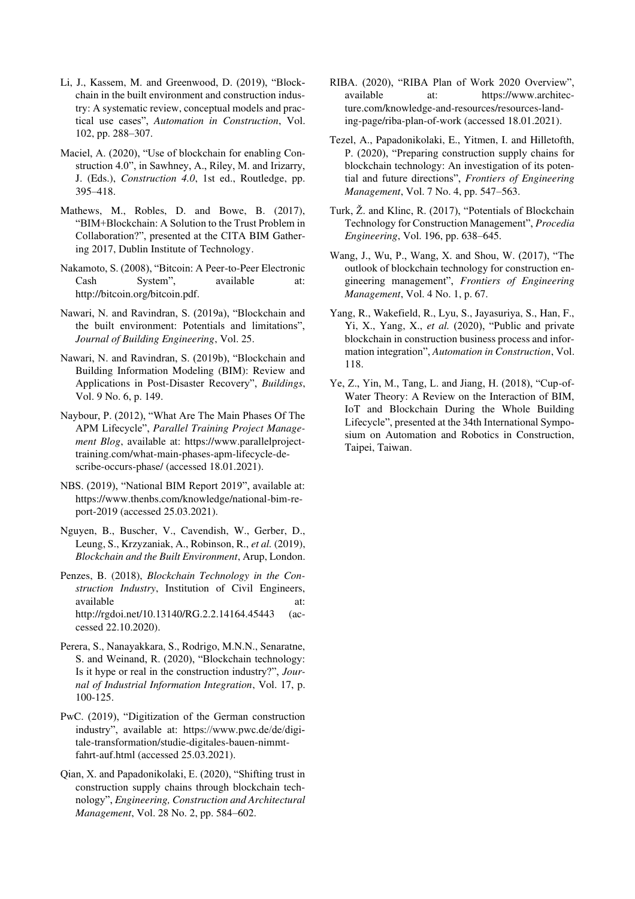Li, J., Kassem, M. and Greenwood, D. (2019), "Blockchain in the built environment and construction industry: A systematic review, conceptual models and practical use cases", *Automation in Construction*, Vol. 102, pp. 288–307.

Maciel, A. (2020), "Use of blockchain for enabling Construction 4.0", in Sawhney, A., Riley, M. and Irizarry, J. (Eds.), *Construction 4.0*, 1st ed., Routledge, pp. 395–418.

Mathews, M., Robles, D. and Bowe, B. (2017), "BIM+Blockchain: A Solution to the Trust Problem in Collaboration?", presented at the CITA BIM Gathering 2017, Dublin Institute of Technology.

Nakamoto, S. (2008), "Bitcoin: A Peer-to-Peer Electronic Cash System", available at: http://bitcoin.org/bitcoin.pdf.

Nawari, N. and Ravindran, S. (2019a), "Blockchain and the built environment: Potentials and limitations", *Journal of Building Engineering*, Vol. 25.

Nawari, N. and Ravindran, S. (2019b), "Blockchain and Building Information Modeling (BIM): Review and Applications in Post-Disaster Recovery", *Buildings*, Vol. 9 No. 6, p. 149.

Naybour, P. (2012), "What Are The Main Phases Of The APM Lifecycle", *Parallel Training Project Management Blog*, available at: https://www.parallelproject-training.com/what-main-phases-apm-lifecycle-describe-occurs-phase/ (accessed 18.01.2021).

NBS. (2019), "National BIM Report 2019", available at: https://www.thenbs.com/knowledge/national-bim-report-2019 (accessed 25.03.2021).

Nguyen, B., Buscher, V., Cavendish, W., Gerber, D., Leung, S., Krzyzaniak, A., Robinson, R., *et al.* (2019), *Blockchain and the Built Environment*, Arup, London.

Penzes, B. (2018), *Blockchain Technology in the Construction Industry*, Institution of Civil Engineers, available at: http://rgdoi.net/10.13140/RG.2.2.14164.45443 (accessed 22.10.2020).

Perera, S., Nanayakkara, S., Rodrigo, M.N.N., Senaratne, S. and Weinand, R. (2020), "Blockchain technology: Is it hype or real in the construction industry?", *Journal of Industrial Information Integration*, Vol. 17, p. 100-125.

PwC. (2019), "Digitization of the German construction industry", available at: https://www.pwc.de/de/digitale-transformation/studie-digitales-bauen-nimmt-fahrt-auf.html (accessed 25.03.2021).

Qian, X. and Papadonikolaki, E. (2020), "Shifting trust in construction supply chains through blockchain technology", *Engineering, Construction and Architectural Management*, Vol. 28 No. 2, pp. 584–602.

RIBA. (2020), "RIBA Plan of Work 2020 Overview", available at: https://www.architecture.com/knowledge-and-resources/resources-landing-page/riba-plan-of-work (accessed 18.01.2021).

Tezel, A., Papadonikolaki, E., Yitmen, I. and Hilletofth, P. (2020), "Preparing construction supply chains for blockchain technology: An investigation of its potential and future directions", *Frontiers of Engineering Management*, Vol. 7 No. 4, pp. 547–563.

Turk, Ž. and Klinc, R. (2017), "Potentials of Blockchain Technology for Construction Management", *Procedia Engineering*, Vol. 196, pp. 638–645.

Wang, J., Wu, P., Wang, X. and Shou, W. (2017), "The outlook of blockchain technology for construction engineering management", *Frontiers of Engineering Management*, Vol. 4 No. 1, p. 67.

Yang, R., Wakefield, R., Lyu, S., Jayasuriya, S., Han, F., Yi, X., Yang, X., *et al.* (2020), "Public and private blockchain in construction business process and information integration", *Automation in Construction*, Vol. 118.

Ye, Z., Yin, M., Tang, L. and Jiang, H. (2018), "Cup-of-Water Theory: A Review on the Interaction of BIM, IoT and Blockchain During the Whole Building Lifecycle", presented at the 34th International Symposium on Automation and Robotics in Construction, Taipei, Taiwan.